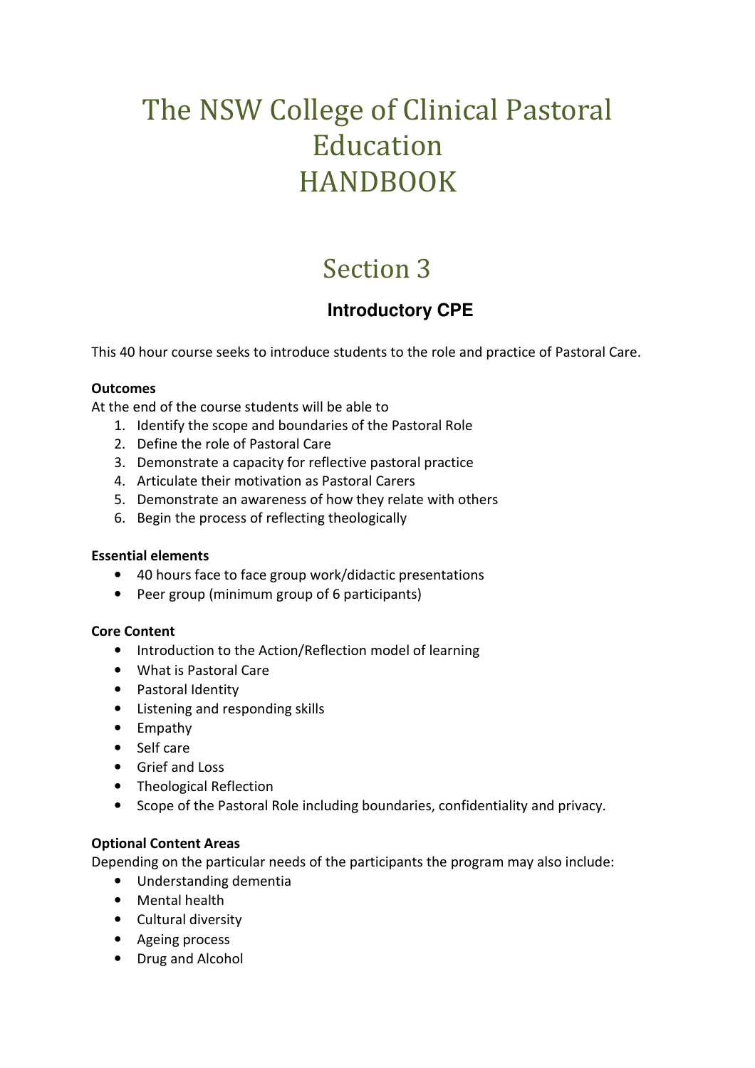# The NSW College of Clinical Pastoral Education HANDBOOK

## Section 3

### Introductory CPE

This 40 hour course seeks to introduce students to the role and practice of Pastoral Care.

**Outcomes**

At the end of the course students will be able to

1. Identify the scope and boundaries of the Pastoral Role
2. Define the role of Pastoral Care
3. Demonstrate a capacity for reflective pastoral practice
4. Articulate their motivation as Pastoral Carers
5. Demonstrate an awareness of how they relate with others
6. Begin the process of reflecting theologically

**Essential elements**

- 40 hours face to face group work/didactic presentations
- Peer group (minimum group of 6 participants)

**Core Content**

- Introduction to the Action/Reflection model of learning
- What is Pastoral Care
- Pastoral Identity
- Listening and responding skills
- Empathy
- Self care
- Grief and Loss
- Theological Reflection
- Scope of the Pastoral Role including boundaries, confidentiality and privacy.

**Optional Content Areas**

Depending on the particular needs of the participants the program may also include:

- Understanding dementia
- Mental health
- Cultural diversity
- Ageing process
- Drug and Alcohol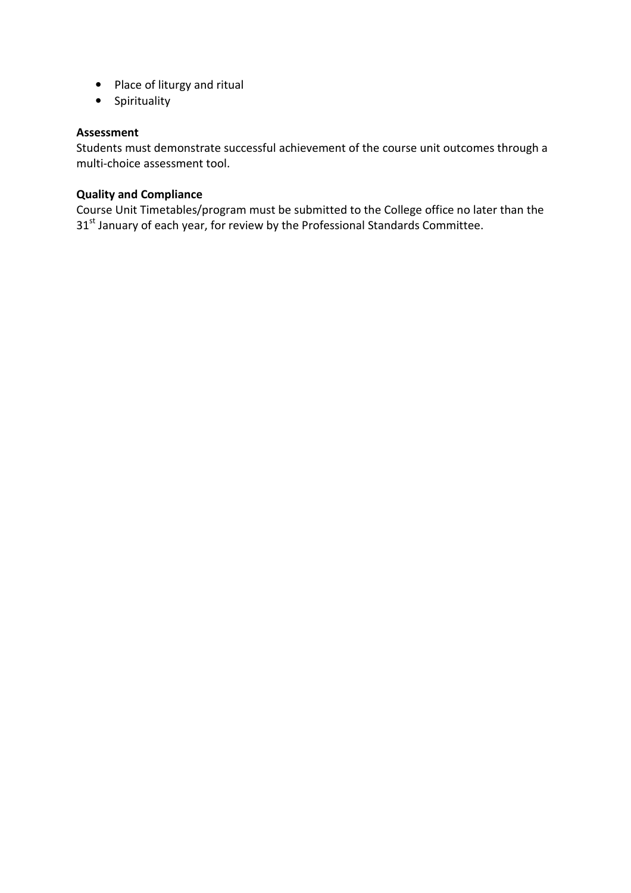- Place of liturgy and ritual
- Spirituality

**Assessment**
Students must demonstrate successful achievement of the course unit outcomes through a multi-choice assessment tool.

**Quality and Compliance**
Course Unit Timetables/program must be submitted to the College office no later than the 31st January of each year, for review by the Professional Standards Committee.